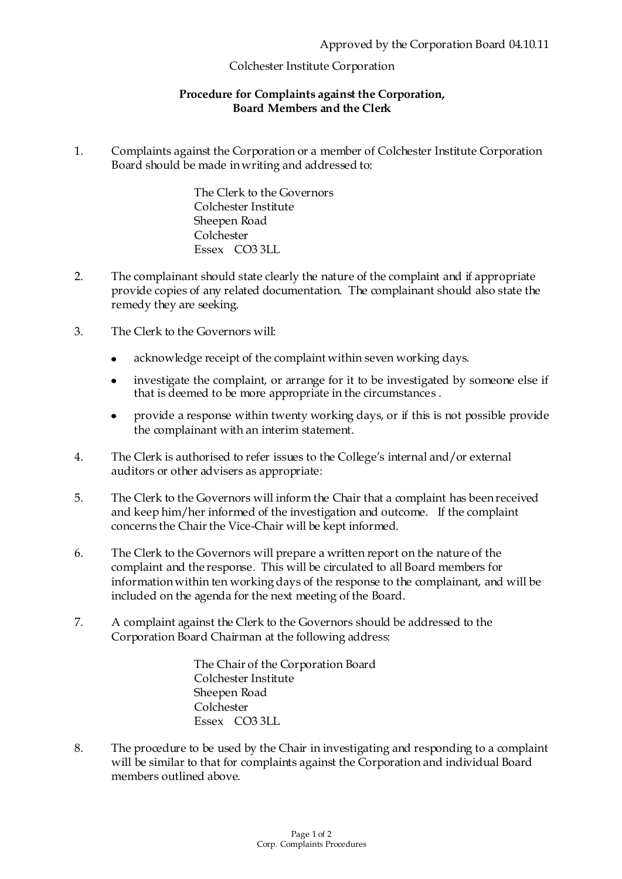Approved by the Corporation Board 04.10.11

Colchester Institute Corporation

**Procedure for Complaints against the Corporation, Board Members and the Clerk**

1. Complaints against the Corporation or a member of Colchester Institute Corporation Board should be made in writing and addressed to:

   The Clerk to the Governors
   Colchester Institute
   Sheepen Road
   Colchester
   Essex CO3 3LL

2. The complainant should state clearly the nature of the complaint and if appropriate provide copies of any related documentation. The complainant should also state the remedy they are seeking.

3. The Clerk to the Governors will:

   - acknowledge receipt of the complaint within seven working days.
   - investigate the complaint, or arrange for it to be investigated by someone else if that is deemed to be more appropriate in the circumstances .
   - provide a response within twenty working days, or if this is not possible provide the complainant with an interim statement.

4. The Clerk is authorised to refer issues to the College's internal and/or external auditors or other advisers as appropriate:

5. The Clerk to the Governors will inform the Chair that a complaint has been received and keep him/her informed of the investigation and outcome. If the complaint concerns the Chair the Vice-Chair will be kept informed.

6. The Clerk to the Governors will prepare a written report on the nature of the complaint and the response. This will be circulated to all Board members for information within ten working days of the response to the complainant, and will be included on the agenda for the next meeting of the Board.

7. A complaint against the Clerk to the Governors should be addressed to the Corporation Board Chairman at the following address:

   The Chair of the Corporation Board
   Colchester Institute
   Sheepen Road
   Colchester
   Essex CO3 3LL

8. The procedure to be used by the Chair in investigating and responding to a complaint will be similar to that for complaints against the Corporation and individual Board members outlined above.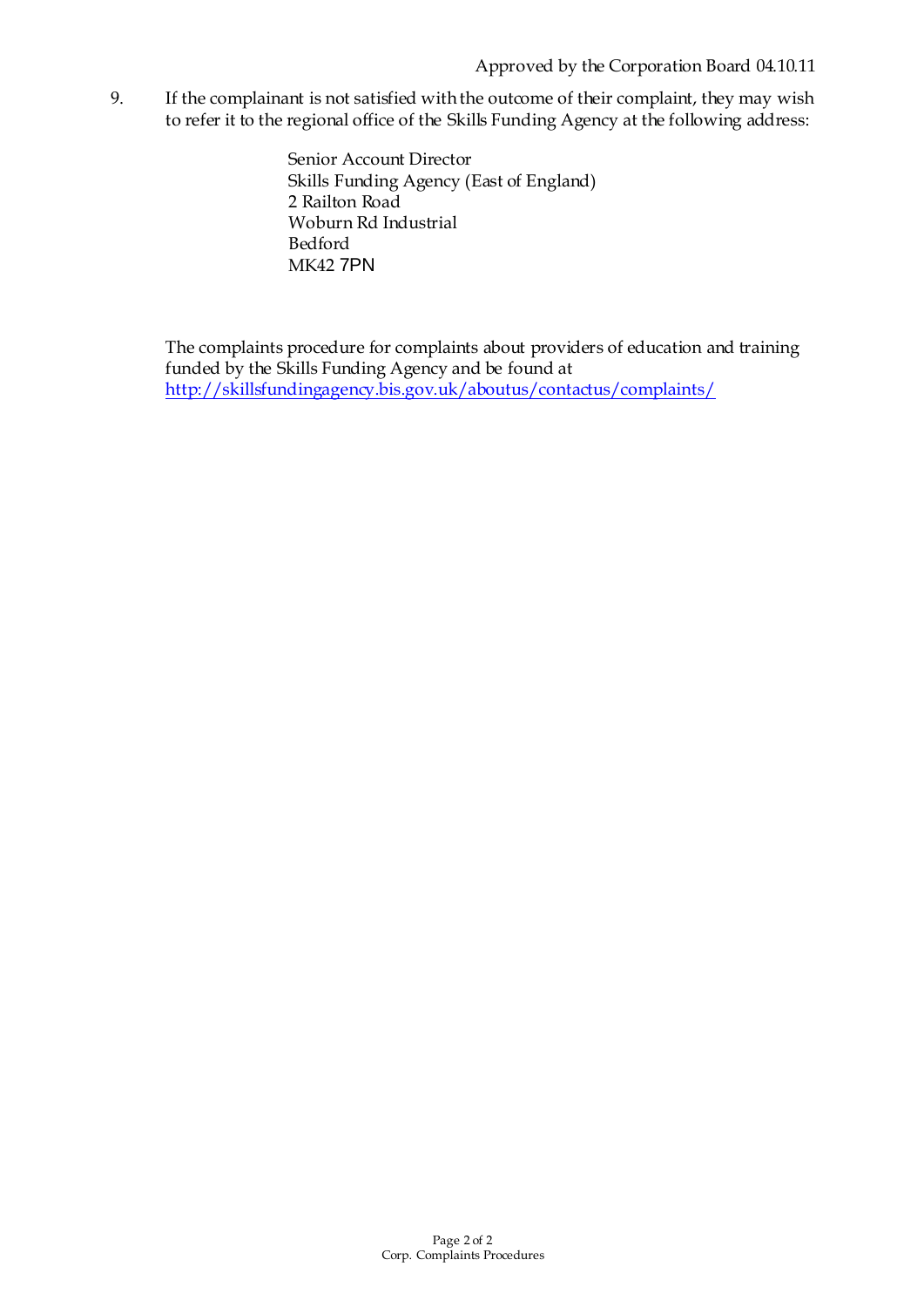Approved by the Corporation Board 04.10.11

9. If the complainant is not satisfied with the outcome of their complaint, they may wish to refer it to the regional office of the Skills Funding Agency at the following address:

   Senior Account Director
   Skills Funding Agency (East of England)
   2 Railton Road
   Woburn Rd Industrial
   Bedford
   MK42 7PN

   The complaints procedure for complaints about providers of education and training funded by the Skills Funding Agency and be found at http://skillsfundingagency.bis.gov.uk/aboutus/contactus/complaints/